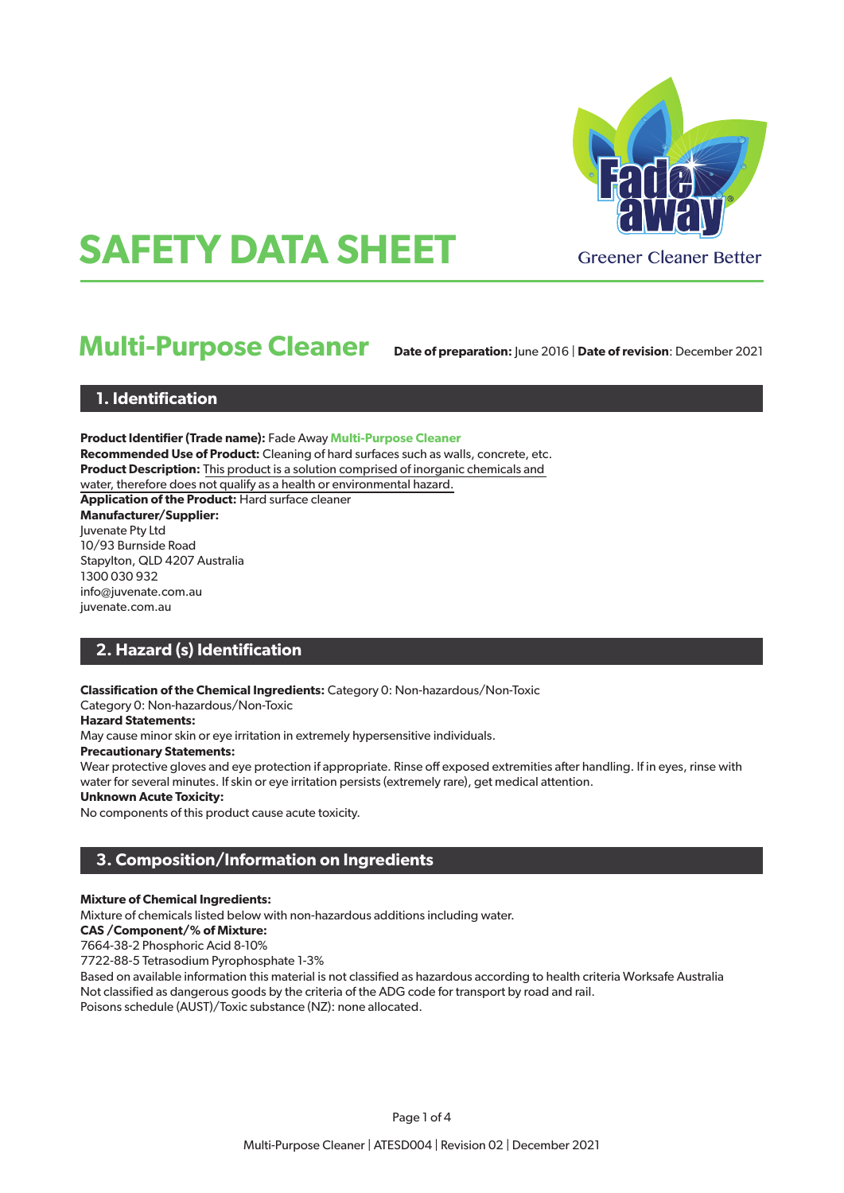# SAFETY DATA SHEET

Greener Cleaner Better

## Multi-Purpose Cleaner

**Date of preparation:** June 2016 | **Date of revision**: December 2021

## 1. Identification

**Product Identifier (Trade name):** Fade Away **Multi-Purpose Cleaner**
**Recommended Use of Product:** Cleaning of hard surfaces such as walls, concrete, etc.
**Product Description:** This product is a solution comprised of inorganic chemicals and water, therefore does not qualify as a health or environmental hazard.
**Application of the Product:** Hard surface cleaner
**Manufacturer/Supplier:**
Juvenate Pty Ltd
10/93 Burnside Road
Stapylton, QLD 4207 Australia
1300 030 932
info@juvenate.com.au
juvenate.com.au

## 2. Hazard (s) Identification

**Classification of the Chemical Ingredients:** Category 0: Non-hazardous/Non-Toxic
Category 0: Non-hazardous/Non-Toxic
**Hazard Statements:**
May cause minor skin or eye irritation in extremely hypersensitive individuals.
**Precautionary Statements:**
Wear protective gloves and eye protection if appropriate. Rinse off exposed extremities after handling. If in eyes, rinse with water for several minutes. If skin or eye irritation persists (extremely rare), get medical attention.
**Unknown Acute Toxicity:**
No components of this product cause acute toxicity.

## 3. Composition/Information on Ingredients

**Mixture of Chemical Ingredients:**
Mixture of chemicals listed below with non-hazardous additions including water.
**CAS /Component/% of Mixture:**
7664-38-2 Phosphoric Acid 8-10%
7722-88-5 Tetrasodium Pyrophosphate 1-3%
Based on available information this material is not classified as hazardous according to health criteria Worksafe Australia
Not classified as dangerous goods by the criteria of the ADG code for transport by road and rail.
Poisons schedule (AUST)/Toxic substance (NZ): none allocated.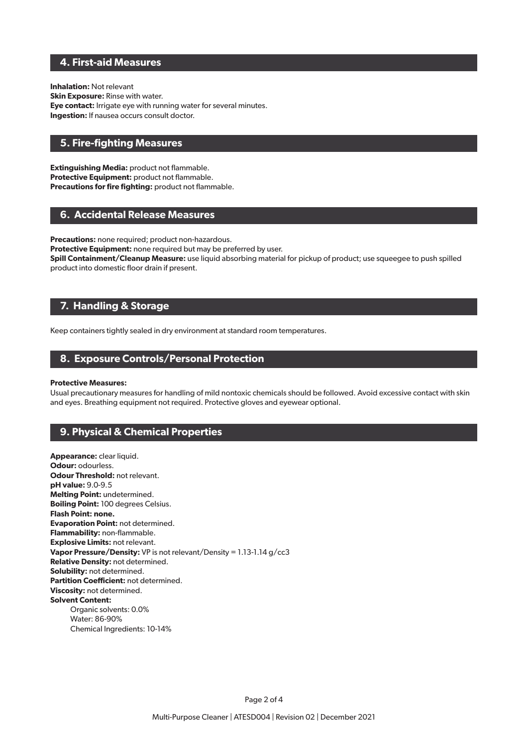## 4. First-aid Measures

**Inhalation:** Not relevant
**Skin Exposure:** Rinse with water.
**Eye contact:** Irrigate eye with running water for several minutes.
**Ingestion:** If nausea occurs consult doctor.

## 5. Fire-fighting Measures

**Extinguishing Media:** product not flammable.
**Protective Equipment:** product not flammable.
**Precautions for fire fighting:** product not flammable.

## 6. Accidental Release Measures

**Precautions:** none required; product non-hazardous.
**Protective Equipment:** none required but may be preferred by user.
**Spill Containment/Cleanup Measure:** use liquid absorbing material for pickup of product; use squeegee to push spilled product into domestic floor drain if present.

## 7. Handling & Storage

Keep containers tightly sealed in dry environment at standard room temperatures.

## 8. Exposure Controls/Personal Protection

**Protective Measures:**
Usual precautionary measures for handling of mild nontoxic chemicals should be followed. Avoid excessive contact with skin and eyes. Breathing equipment not required. Protective gloves and eyewear optional.

## 9. Physical & Chemical Properties

**Appearance:** clear liquid.
**Odour:** odourless.
**Odour Threshold:** not relevant.
**pH value:** 9.0-9.5
**Melting Point:** undetermined.
**Boiling Point:** 100 degrees Celsius.
**Flash Point: none.**
**Evaporation Point:** not determined.
**Flammability:** non-flammable.
**Explosive Limits:** not relevant.
**Vapor Pressure/Density:** VP is not relevant/Density = 1.13-1.14 g/cc3
**Relative Density:** not determined.
**Solubility:** not determined.
**Partition Coefficient:** not determined.
**Viscosity:** not determined.
**Solvent Content:**

- Organic solvents: 0.0%
- Water: 86-90%
- Chemical Ingredients: 10-14%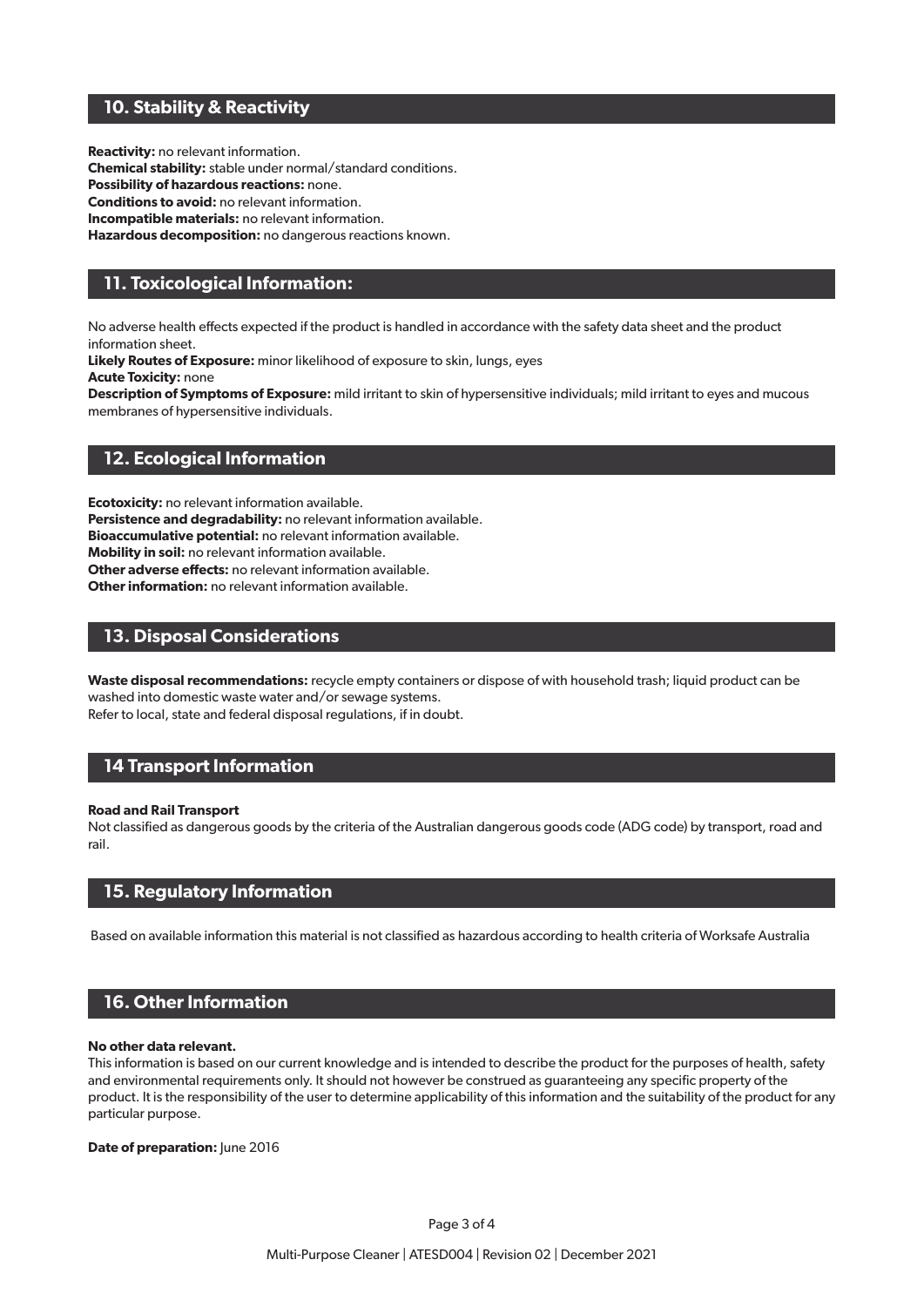## 10. Stability & Reactivity

**Reactivity:** no relevant information.
**Chemical stability:** stable under normal/standard conditions.
**Possibility of hazardous reactions:** none.
**Conditions to avoid:** no relevant information.
**Incompatible materials:** no relevant information.
**Hazardous decomposition:** no dangerous reactions known.

## 11. Toxicological Information:

No adverse health effects expected if the product is handled in accordance with the safety data sheet and the product information sheet.
**Likely Routes of Exposure:** minor likelihood of exposure to skin, lungs, eyes
**Acute Toxicity:** none
**Description of Symptoms of Exposure:** mild irritant to skin of hypersensitive individuals; mild irritant to eyes and mucous membranes of hypersensitive individuals.

## 12. Ecological Information

**Ecotoxicity:** no relevant information available.
**Persistence and degradability:** no relevant information available.
**Bioaccumulative potential:** no relevant information available.
**Mobility in soil:** no relevant information available.
**Other adverse effects:** no relevant information available.
**Other information:** no relevant information available.

## 13. Disposal Considerations

**Waste disposal recommendations:** recycle empty containers or dispose of with household trash; liquid product can be washed into domestic waste water and/or sewage systems.
Refer to local, state and federal disposal regulations, if in doubt.

## 14 Transport Information

**Road and Rail Transport**
Not classified as dangerous goods by the criteria of the Australian dangerous goods code (ADG code) by transport, road and rail.

## 15. Regulatory Information

Based on available information this material is not classified as hazardous according to health criteria of Worksafe Australia

## 16. Other Information

**No other data relevant.**
This information is based on our current knowledge and is intended to describe the product for the purposes of health, safety and environmental requirements only. It should not however be construed as guaranteeing any specific property of the product. It is the responsibility of the user to determine applicability of this information and the suitability of the product for any particular purpose.

**Date of preparation:** June 2016

Multi-Purpose Cleaner | ATESD004 | Revision 02 | December 2021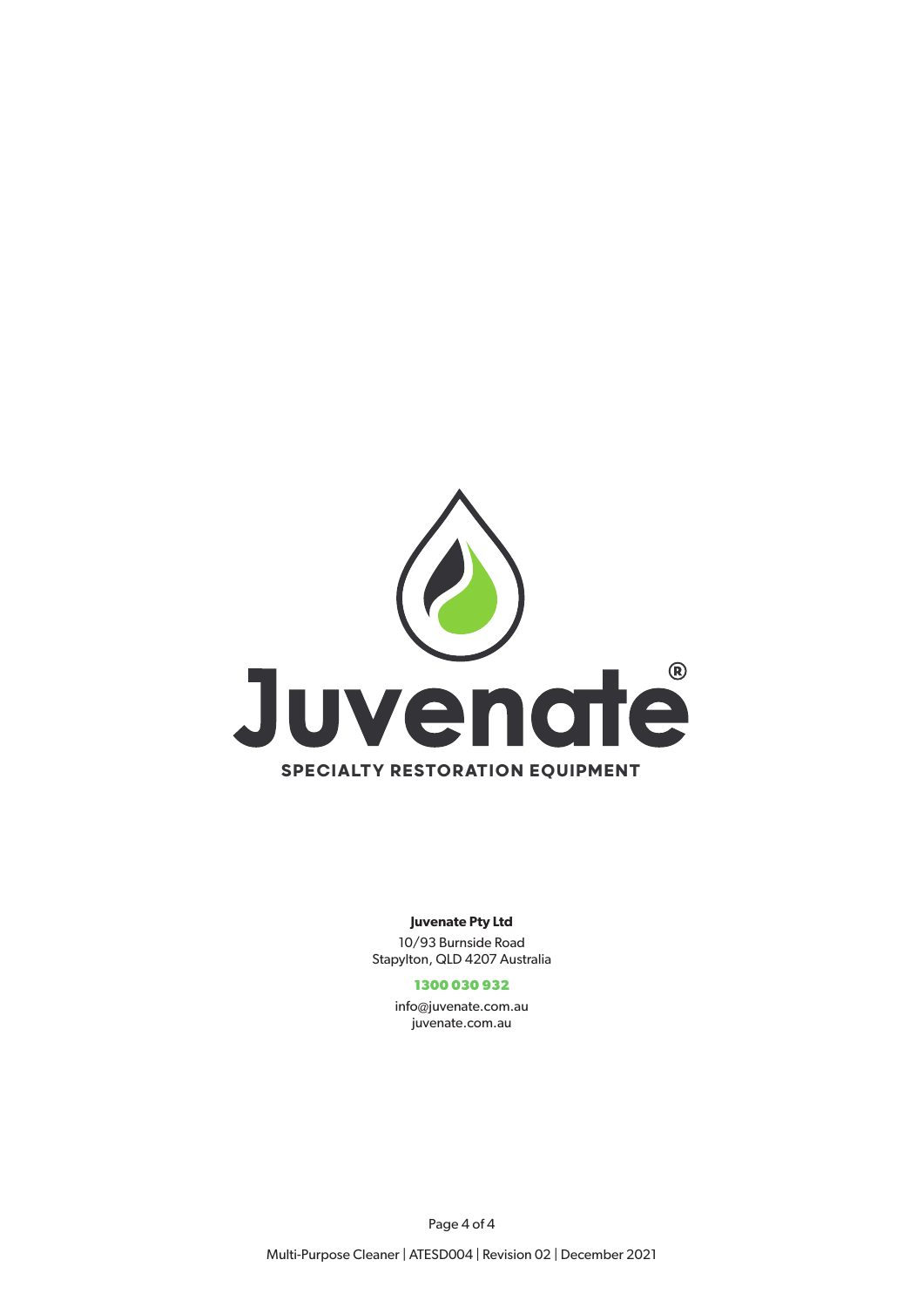Juvenate®

SPECIALTY RESTORATION EQUIPMENT

**Juvenate Pty Ltd**

10/93 Burnside Road
Stapylton, QLD 4207 Australia

**1300 030 932**

info@juvenate.com.au
juvenate.com.au